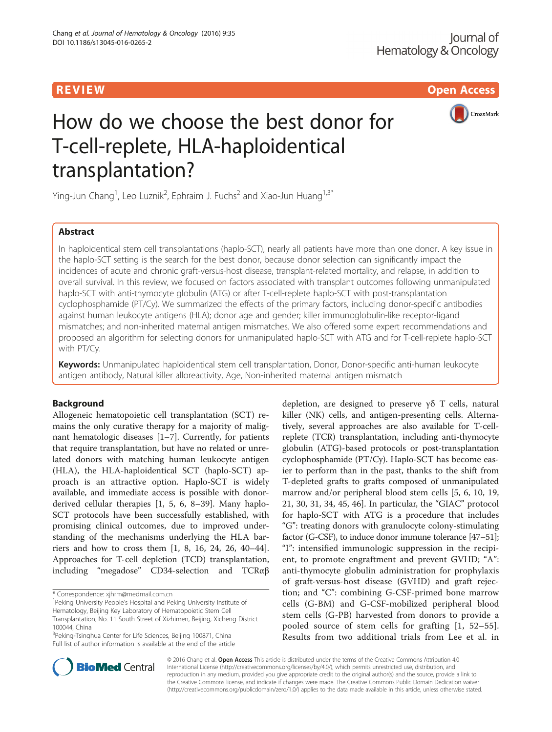REVIEW Open Access

# How do we choose the best donor for T-cell-replete, HLA-haploidentical transplantation?

Ying-Jun Chang[1], Leo Luznik[2], Ephraim J. Fuchs[2] and Xiao-Jun Huang[1,3*]

## Abstract

In haploidentical stem cell transplantations (haplo-SCT), nearly all patients have more than one donor. A key issue in the haplo-SCT setting is the search for the best donor, because donor selection can significantly impact the incidences of acute and chronic graft-versus-host disease, transplant-related mortality, and relapse, in addition to overall survival. In this review, we focused on factors associated with transplant outcomes following unmanipulated haplo-SCT with anti-thymocyte globulin (ATG) or after T-cell-replete haplo-SCT with post-transplantation cyclophosphamide (PT/Cy). We summarized the effects of the primary factors, including donor-specific antibodies against human leukocyte antigens (HLA); donor age and gender; killer immunoglobulin-like receptor-ligand mismatches; and non-inherited maternal antigen mismatches. We also offered some expert recommendations and proposed an algorithm for selecting donors for unmanipulated haplo-SCT with ATG and for T-cell-replete haplo-SCT with PT/Cy.

**Keywords:** Unmanipulated haploidentical stem cell transplantation, Donor, Donor-specific anti-human leukocyte antigen antibody, Natural killer alloreactivity, Age, Non-inherited maternal antigen mismatch

## Background

Allogeneic hematopoietic cell transplantation (SCT) remains the only curative therapy for a majority of malignant hematologic diseases [1–7]. Currently, for patients that require transplantation, but have no related or unrelated donors with matching human leukocyte antigen (HLA), the HLA-haploidentical SCT (haplo-SCT) approach is an attractive option. Haplo-SCT is widely available, and immediate access is possible with donor-derived cellular therapies [1, 5, 6, 8–39]. Many haplo-SCT protocols have been successfully established, with promising clinical outcomes, due to improved understanding of the mechanisms underlying the HLA barriers and how to cross them [1, 8, 16, 24, 26, 40–44]. Approaches for T-cell depletion (TCD) transplantation, including "megadose" CD34-selection and TCRαβ depletion, are designed to preserve γδ T cells, natural killer (NK) cells, and antigen-presenting cells. Alternatively, several approaches are also available for T-cell-replete (TCR) transplantation, including anti-thymocyte globulin (ATG)-based protocols or post-transplantation cyclophosphamide (PT/Cy). Haplo-SCT has become easier to perform than in the past, thanks to the shift from T-depleted grafts to grafts composed of unmanipulated marrow and/or peripheral blood stem cells [5, 6, 10, 19, 21, 30, 31, 34, 45, 46]. In particular, the "GIAC" protocol for haplo-SCT with ATG is a procedure that includes "G": treating donors with granulocyte colony-stimulating factor (G-CSF), to induce donor immune tolerance [47–51]; "I": intensified immunologic suppression in the recipient, to promote engraftment and prevent GVHD; "A": anti-thymocyte globulin administration for prophylaxis of graft-versus-host disease (GVHD) and graft rejection; and "C": combining G-CSF-primed bone marrow cells (G-BM) and G-CSF-mobilized peripheral blood stem cells (G-PB) harvested from donors to provide a pooled source of stem cells for grafting [1, 52–55]. Results from two additional trials from Lee et al. in

\* Correspondence: xjhrm@medmail.com.cn
[1]Peking University People's Hospital and Peking University Institute of Hematology, Beijing Key Laboratory of Hematopoietic Stem Cell Transplantation, No. 11 South Street of Xizhimen, Beijing, Xicheng District 100044, China
[3]Peking-Tsinghua Center for Life Sciences, Beijing 100871, China
Full list of author information is available at the end of the article

© 2016 Chang et al. **Open Access** This article is distributed under the terms of the Creative Commons Attribution 4.0 International License (http://creativecommons.org/licenses/by/4.0/), which permits unrestricted use, distribution, and reproduction in any medium, provided you give appropriate credit to the original author(s) and the source, provide a link to the Creative Commons license, and indicate if changes were made. The Creative Commons Public Domain Dedication waiver (http://creativecommons.org/publicdomain/zero/1.0/) applies to the data made available in this article, unless otherwise stated.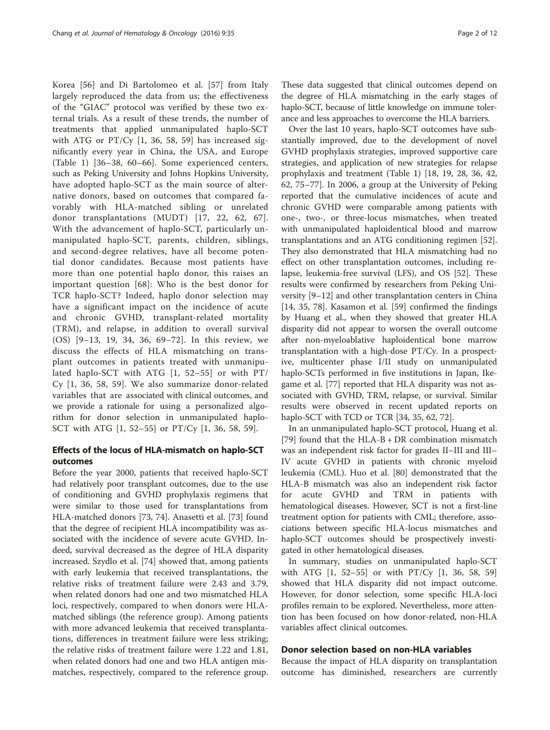Korea [56] and Di Bartolomeo et al. [57] from Italy largely reproduced the data from us; the effectiveness of the "GIAC" protocol was verified by these two external trials. As a result of these trends, the number of treatments that applied unmanipulated haplo-SCT with ATG or PT/Cy [1, 36, 58, 59] has increased significantly every year in China, the USA, and Europe (Table 1) [36–38, 60–66]. Some experienced centers, such as Peking University and Johns Hopkins University, have adopted haplo-SCT as the main source of alternative donors, based on outcomes that compared favorably with HLA-matched sibling or unrelated donor transplantations (MUDT) [17, 22, 62, 67]. With the advancement of haplo-SCT, particularly unmanipulated haplo-SCT, parents, children, siblings, and second-degree relatives, have all become potential donor candidates. Because most patients have more than one potential haplo donor, this raises an important question [68]: Who is the best donor for TCR haplo-SCT? Indeed, haplo donor selection may have a significant impact on the incidence of acute and chronic GVHD, transplant-related mortality (TRM), and relapse, in addition to overall survival (OS) [9–13, 19, 34, 36, 69–72]. In this review, we discuss the effects of HLA mismatching on transplant outcomes in patients treated with unmanipulated haplo-SCT with ATG [1, 52–55] or with PT/Cy [1, 36, 58, 59]. We also summarize donor-related variables that are associated with clinical outcomes, and we provide a rationale for using a personalized algorithm for donor selection in unmanipulated haplo-SCT with ATG [1, 52–55] or PT/Cy [1, 36, 58, 59].

## Effects of the locus of HLA-mismatch on haplo-SCT outcomes

Before the year 2000, patients that received haplo-SCT had relatively poor transplant outcomes, due to the use of conditioning and GVHD prophylaxis regimens that were similar to those used for transplantations from HLA-matched donors [73, 74]. Anasetti et al. [73] found that the degree of recipient HLA incompatibility was associated with the incidence of severe acute GVHD. Indeed, survival decreased as the degree of HLA disparity increased. Szydlo et al. [74] showed that, among patients with early leukemia that received transplantations, the relative risks of treatment failure were 2.43 and 3.79, when related donors had one and two mismatched HLA loci, respectively, compared to when donors were HLA-matched siblings (the reference group). Among patients with more advanced leukemia that received transplantations, differences in treatment failure were less striking; the relative risks of treatment failure were 1.22 and 1.81, when related donors had one and two HLA antigen mismatches, respectively, compared to the reference group. These data suggested that clinical outcomes depend on the degree of HLA mismatching in the early stages of haplo-SCT, because of little knowledge on immune tolerance and less approaches to overcome the HLA barriers.

Over the last 10 years, haplo-SCT outcomes have substantially improved, due to the development of novel GVHD prophylaxis strategies, improved supportive care strategies, and application of new strategies for relapse prophylaxis and treatment (Table 1) [18, 19, 28, 36, 42, 62, 75–77]. In 2006, a group at the University of Peking reported that the cumulative incidences of acute and chronic GVHD were comparable among patients with one-, two-, or three-locus mismatches, when treated with unmanipulated haploidentical blood and marrow transplantations and an ATG conditioning regimen [52]. They also demonstrated that HLA mismatching had no effect on other transplantation outcomes, including relapse, leukemia-free survival (LFS), and OS [52]. These results were confirmed by researchers from Peking University [9–12] and other transplantation centers in China [14, 35, 78]. Kasamon et al. [59] confirmed the findings by Huang et al., when they showed that greater HLA disparity did not appear to worsen the overall outcome after non-myeloablative haploidentical bone marrow transplantation with a high-dose PT/Cy. In a prospective, multicenter phase I/II study on unmanipulated haplo-SCTs performed in five institutions in Japan, Ikegame et al. [77] reported that HLA disparity was not associated with GVHD, TRM, relapse, or survival. Similar results were observed in recent updated reports on haplo-SCT with TCD or TCR [34, 35, 62, 72].

In an unmanipulated haplo-SCT protocol, Huang et al. [79] found that the HLA-B + DR combination mismatch was an independent risk factor for grades II–III and III–IV acute GVHD in patients with chronic myeloid leukemia (CML). Huo et al. [80] demonstrated that the HLA-B mismatch was also an independent risk factor for acute GVHD and TRM in patients with hematological diseases. However, SCT is not a first-line treatment option for patients with CML; therefore, associations between specific HLA-locus mismatches and haplo-SCT outcomes should be prospectively investigated in other hematological diseases.

In summary, studies on unmanipulated haplo-SCT with ATG [1, 52–55] or with PT/Cy [1, 36, 58, 59] showed that HLA disparity did not impact outcome. However, for donor selection, some specific HLA-loci profiles remain to be explored. Nevertheless, more attention has been focused on how donor-related, non-HLA variables affect clinical outcomes.

## Donor selection based on non-HLA variables

Because the impact of HLA disparity on transplantation outcome has diminished, researchers are currently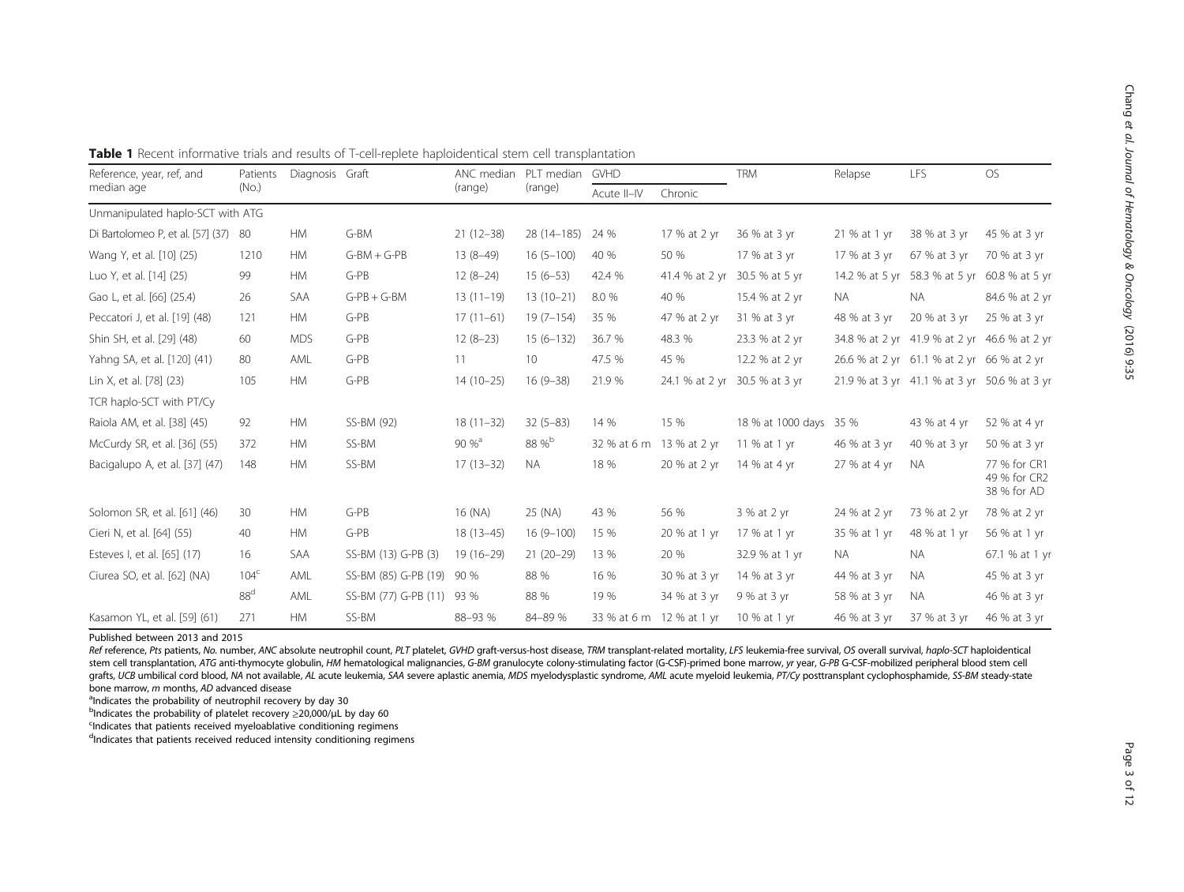**Table 1** Recent informative trials and results of T-cell-replete haploidentical stem cell transplantation

| Reference, year, ref, and median age | Patients (No.) | Diagnosis | Graft | ANC median (range) | PLT median (range) | GVHD | | TRM | Relapse | LFS | OS |
|---|---|---|---|---|---|---|---|---|---|---|---|
| | | | | | | Acute II–IV | Chronic | | | | |
| Unmanipulated haplo-SCT with ATG | | | | | | | | | | | |
| Di Bartolomeo P, et al. [57] (37) | 80 | HM | G-BM | 21 (12–38) | 28 (14–185) | 24 % | 17 % at 2 yr | 36 % at 3 yr | 21 % at 1 yr | 38 % at 3 yr | 45 % at 3 yr |
| Wang Y, et al. [10] (25) | 1210 | HM | G-BM + G-PB | 13 (8–49) | 16 (5–100) | 40 % | 50 % | 17 % at 3 yr | 17 % at 3 yr | 67 % at 3 yr | 70 % at 3 yr |
| Luo Y, et al. [14] (25) | 99 | HM | G-PB | 12 (8–24) | 15 (6–53) | 42.4 % | 41.4 % at 2 yr | 30.5 % at 5 yr | 14.2 % at 5 yr | 58.3 % at 5 yr | 60.8 % at 5 yr |
| Gao L, et al. [66] (25.4) | 26 | SAA | G-PB + G-BM | 13 (11–19) | 13 (10–21) | 8.0 % | 40 % | 15.4 % at 2 yr | NA | NA | 84.6 % at 2 yr |
| Peccatori J, et al. [19] (48) | 121 | HM | G-PB | 17 (11–61) | 19 (7–154) | 35 % | 47 % at 2 yr | 31 % at 3 yr | 48 % at 3 yr | 20 % at 3 yr | 25 % at 3 yr |
| Shin SH, et al. [29] (48) | 60 | MDS | G-PB | 12 (8–23) | 15 (6–132) | 36.7 % | 48.3 % | 23.3 % at 2 yr | 34.8 % at 2 yr | 41.9 % at 2 yr | 46.6 % at 2 yr |
| Yahng SA, et al. [120] (41) | 80 | AML | G-PB | 11 | 10 | 47.5 % | 45 % | 12.2 % at 2 yr | 26.6 % at 2 yr | 61.1 % at 2 yr | 66 % at 2 yr |
| Lin X, et al. [78] (23) | 105 | HM | G-PB | 14 (10–25) | 16 (9–38) | 21.9 % | 24.1 % at 2 yr | 30.5 % at 3 yr | 21.9 % at 3 yr | 41.1 % at 3 yr | 50.6 % at 3 yr |
| TCR haplo-SCT with PT/Cy | | | | | | | | | | | |
| Raiola AM, et al. [38] (45) | 92 | HM | SS-BM (92) | 18 (11–32) | 32 (5–83) | 14 % | 15 % | 18 % at 1000 days | 35 % | 43 % at 4 yr | 52 % at 4 yr |
| McCurdy SR, et al. [36] (55) | 372 | HM | SS-BM | 90 %[a] | 88 %[b] | 32 % at 6 m | 13 % at 2 yr | 11 % at 1 yr | 46 % at 3 yr | 40 % at 3 yr | 50 % at 3 yr |
| Bacigalupo A, et al. [37] (47) | 148 | HM | SS-BM | 17 (13–32) | NA | 18 % | 20 % at 2 yr | 14 % at 4 yr | 27 % at 4 yr | NA | 77 % for CR1 49 % for CR2 38 % for AD |
| Solomon SR, et al. [61] (46) | 30 | HM | G-PB | 16 (NA) | 25 (NA) | 43 % | 56 % | 3 % at 2 yr | 24 % at 2 yr | 73 % at 2 yr | 78 % at 2 yr |
| Cieri N, et al. [64] (55) | 40 | HM | G-PB | 18 (13–45) | 16 (9–100) | 15 % | 20 % at 1 yr | 17 % at 1 yr | 35 % at 1 yr | 48 % at 1 yr | 56 % at 1 yr |
| Esteves I, et al. [65] (17) | 16 | SAA | SS-BM (13) G-PB (3) | 19 (16–29) | 21 (20–29) | 13 % | 20 % | 32.9 % at 1 yr | NA | NA | 67.1 % at 1 yr |
| Ciurea SO, et al. [62] (NA) | 104[c] | AML | SS-BM (85) G-PB (19) | 90 % | 88 % | 16 % | 30 % at 3 yr | 14 % at 3 yr | 44 % at 3 yr | NA | 45 % at 3 yr |
| | 88[d] | AML | SS-BM (77) G-PB (11) | 93 % | 88 % | 19 % | 34 % at 3 yr | 9 % at 3 yr | 58 % at 3 yr | NA | 46 % at 3 yr |
| Kasamon YL, et al. [59] (61) | 271 | HM | SS-BM | 88–93 % | 84–89 % | 33 % at 6 m | 12 % at 1 yr | 10 % at 1 yr | 46 % at 3 yr | 37 % at 3 yr | 46 % at 3 yr |

Published between 2013 and 2015

*Ref* reference, *Pts* patients, *No.* number, *ANC* absolute neutrophil count, *PLT* platelet, *GVHD* graft-versus-host disease, *TRM* transplant-related mortality, *LFS* leukemia-free survival, *OS* overall survival, *haplo-SCT* haploidentical stem cell transplantation, *ATG* anti-thymocyte globulin, *HM* hematological malignancies, *G-BM* granulocyte colony-stimulating factor (G-CSF)-primed bone marrow, *yr* year, *G-PB* G-CSF-mobilized peripheral blood stem cell grafts, *UCB* umbilical cord blood, *NA* not available, *AL* acute leukemia, *SAA* severe aplastic anemia, *MDS* myelodysplastic syndrome, *AML* acute myeloid leukemia, *PT/Cy* posttransplant cyclophosphamide, *SS-BM* steady-state bone marrow, *m* months, *AD* advanced disease

[a]Indicates the probability of neutrophil recovery by day 30

[b]Indicates the probability of platelet recovery ≥20,000/μL by day 60

[c]Indicates that patients received myeloablative conditioning regimens

[d]Indicates that patients received reduced intensity conditioning regimens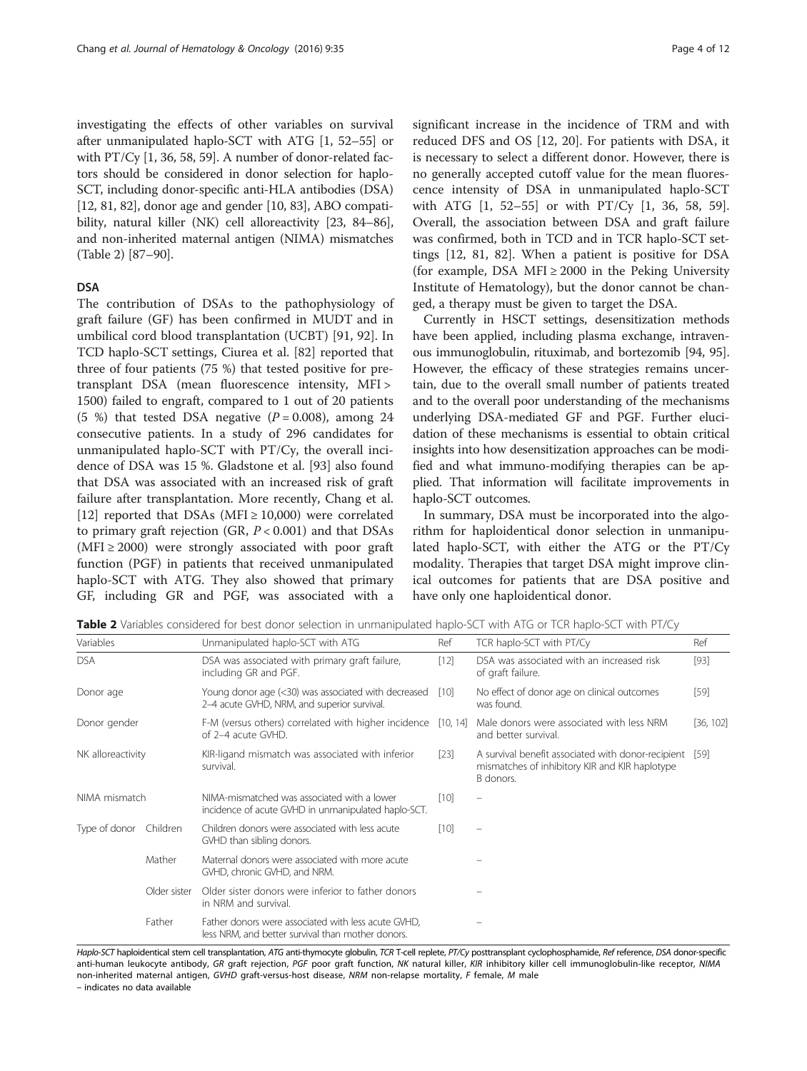investigating the effects of other variables on survival after unmanipulated haplo-SCT with ATG [1, 52–55] or with PT/Cy [1, 36, 58, 59]. A number of donor-related factors should be considered in donor selection for haplo-SCT, including donor-specific anti-HLA antibodies (DSA) [12, 81, 82], donor age and gender [10, 83], ABO compatibility, natural killer (NK) cell alloreactivity [23, 84–86], and non-inherited maternal antigen (NIMA) mismatches (Table 2) [87–90].

### DSA

The contribution of DSAs to the pathophysiology of graft failure (GF) has been confirmed in MUDT and in umbilical cord blood transplantation (UCBT) [91, 92]. In TCD haplo-SCT settings, Ciurea et al. [82] reported that three of four patients (75 %) that tested positive for pretransplant DSA (mean fluorescence intensity, MFI > 1500) failed to engraft, compared to 1 out of 20 patients (5 %) that tested DSA negative ($P = 0.008$), among 24 consecutive patients. In a study of 296 candidates for unmanipulated haplo-SCT with PT/Cy, the overall incidence of DSA was 15 %. Gladstone et al. [93] also found that DSA was associated with an increased risk of graft failure after transplantation. More recently, Chang et al. [12] reported that DSAs (MFI ≥ 10,000) were correlated to primary graft rejection (GR, $P < 0.001$) and that DSAs (MFI ≥ 2000) were strongly associated with poor graft function (PGF) in patients that received unmanipulated haplo-SCT with ATG. They also showed that primary GF, including GR and PGF, was associated with a significant increase in the incidence of TRM and with reduced DFS and OS [12, 20]. For patients with DSA, it is necessary to select a different donor. However, there is no generally accepted cutoff value for the mean fluorescence intensity of DSA in unmanipulated haplo-SCT with ATG [1, 52–55] or with PT/Cy [1, 36, 58, 59]. Overall, the association between DSA and graft failure was confirmed, both in TCD and in TCR haplo-SCT settings [12, 81, 82]. When a patient is positive for DSA (for example, DSA MFI ≥ 2000 in the Peking University Institute of Hematology), but the donor cannot be changed, a therapy must be given to target the DSA.

Currently in HSCT settings, desensitization methods have been applied, including plasma exchange, intravenous immunoglobulin, rituximab, and bortezomib [94, 95]. However, the efficacy of these strategies remains uncertain, due to the overall small number of patients treated and to the overall poor understanding of the mechanisms underlying DSA-mediated GF and PGF. Further elucidation of these mechanisms is essential to obtain critical insights into how desensitization approaches can be modified and what immuno-modifying therapies can be applied. That information will facilitate improvements in haplo-SCT outcomes.

In summary, DSA must be incorporated into the algorithm for haploidentical donor selection in unmanipulated haplo-SCT, with either the ATG or the PT/Cy modality. Therapies that target DSA might improve clinical outcomes for patients that are DSA positive and have only one haploidentical donor.

**Table 2** Variables considered for best donor selection in unmanipulated haplo-SCT with ATG or TCR haplo-SCT with PT/Cy

| Variables | | Unmanipulated haplo-SCT with ATG | Ref | TCR haplo-SCT with PT/Cy | Ref |
|---|---|---|---|---|---|
| DSA | | DSA was associated with primary graft failure, including GR and PGF. | [12] | DSA was associated with an increased risk of graft failure. | [93] |
| Donor age | | Young donor age (<30) was associated with decreased 2–4 acute GVHD, NRM, and superior survival. | [10] | No effect of donor age on clinical outcomes was found. | [59] |
| Donor gender | | F-M (versus others) correlated with higher incidence of 2–4 acute GVHD. | [10, 14] | Male donors were associated with less NRM and better survival. | [36, 102] |
| NK alloreactivity | | KIR-ligand mismatch was associated with inferior survival. | [23] | A survival benefit associated with donor-recipient mismatches of inhibitory KIR and KIR haplotype B donors. | [59] |
| NIMA mismatch | | NIMA-mismatched was associated with a lower incidence of acute GVHD in unmanipulated haplo-SCT. | [10] | – | |
| Type of donor | Children | Children donors were associated with less acute GVHD than sibling donors. | [10] | – | |
| | Mather | Maternal donors were associated with more acute GVHD, chronic GVHD, and NRM. | | – | |
| | Older sister | Older sister donors were inferior to father donors in NRM and survival. | | – | |
| | Father | Father donors were associated with less acute GVHD, less NRM, and better survival than mother donors. | | – | |

*Haplo-SCT* haploidentical stem cell transplantation, *ATG* anti-thymocyte globulin, *TCR* T-cell replete, *PT/Cy* posttransplant cyclophosphamide, *Ref* reference, *DSA* donor-specific anti-human leukocyte antibody, *GR* graft rejection, *PGF* poor graft function, *NK* natural killer, *KIR* inhibitory killer cell immunoglobulin-like receptor, *NIMA* non-inherited maternal antigen, *GVHD* graft-versus-host disease, *NRM* non-relapse mortality, *F* female, *M* male
– indicates no data available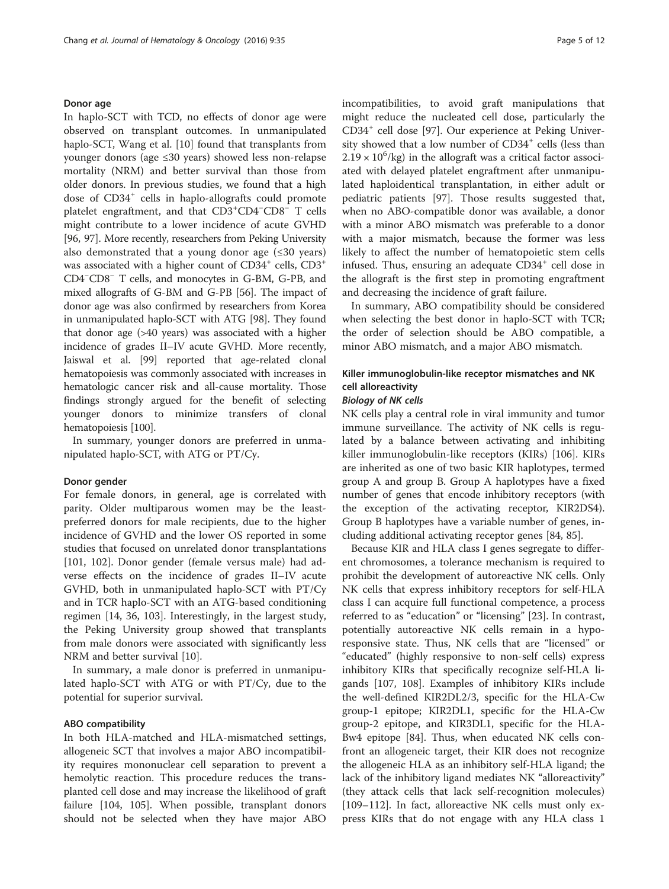#### Donor age

In haplo-SCT with TCD, no effects of donor age were observed on transplant outcomes. In unmanipulated haplo-SCT, Wang et al. [10] found that transplants from younger donors (age ≤30 years) showed less non-relapse mortality (NRM) and better survival than those from older donors. In previous studies, we found that a high dose of $CD34^{+}$ cells in haplo-allografts could promote platelet engraftment, and that $CD3^{+}CD4^{-}CD8^{-}$ T cells might contribute to a lower incidence of acute GVHD [96, 97]. More recently, researchers from Peking University also demonstrated that a young donor age (≤30 years) was associated with a higher count of $CD34^{+}$ cells, $CD3^{+}CD4^{-}CD8^{-}$ T cells, and monocytes in G-BM, G-PB, and mixed allografts of G-BM and G-PB [56]. The impact of donor age was also confirmed by researchers from Korea in unmanipulated haplo-SCT with ATG [98]. They found that donor age (>40 years) was associated with a higher incidence of grades II–IV acute GVHD. More recently, Jaiswal et al. [99] reported that age-related clonal hematopoiesis was commonly associated with increases in hematologic cancer risk and all-cause mortality. Those findings strongly argued for the benefit of selecting younger donors to minimize transfers of clonal hematopoiesis [100].

In summary, younger donors are preferred in unmanipulated haplo-SCT, with ATG or PT/Cy.

#### Donor gender

For female donors, in general, age is correlated with parity. Older multiparous women may be the least-preferred donors for male recipients, due to the higher incidence of GVHD and the lower OS reported in some studies that focused on unrelated donor transplantations [101, 102]. Donor gender (female versus male) had adverse effects on the incidence of grades II–IV acute GVHD, both in unmanipulated haplo-SCT with PT/Cy and in TCR haplo-SCT with an ATG-based conditioning regimen [14, 36, 103]. Interestingly, in the largest study, the Peking University group showed that transplants from male donors were associated with significantly less NRM and better survival [10].

In summary, a male donor is preferred in unmanipulated haplo-SCT with ATG or with PT/Cy, due to the potential for superior survival.

#### ABO compatibility

In both HLA-matched and HLA-mismatched settings, allogeneic SCT that involves a major ABO incompatibility requires mononuclear cell separation to prevent a hemolytic reaction. This procedure reduces the transplanted cell dose and may increase the likelihood of graft failure [104, 105]. When possible, transplant donors should not be selected when they have major ABO incompatibilities, to avoid graft manipulations that might reduce the nucleated cell dose, particularly the $CD34^{+}$ cell dose [97]. Our experience at Peking University showed that a low number of $CD34^{+}$ cells (less than $2.19 \times 10^{6}$/kg) in the allograft was a critical factor associated with delayed platelet engraftment after unmanipulated haploidentical transplantation, in either adult or pediatric patients [97]. Those results suggested that, when no ABO-compatible donor was available, a donor with a minor ABO mismatch was preferable to a donor with a major mismatch, because the former was less likely to affect the number of hematopoietic stem cells infused. Thus, ensuring an adequate $CD34^{+}$ cell dose in the allograft is the first step in promoting engraftment and decreasing the incidence of graft failure.

In summary, ABO compatibility should be considered when selecting the best donor in haplo-SCT with TCR; the order of selection should be ABO compatible, a minor ABO mismatch, and a major ABO mismatch.

### Killer immunoglobulin-like receptor mismatches and NK cell alloreactivity

#### *Biology of NK cells*

NK cells play a central role in viral immunity and tumor immune surveillance. The activity of NK cells is regulated by a balance between activating and inhibiting killer immunoglobulin-like receptors (KIRs) [106]. KIRs are inherited as one of two basic KIR haplotypes, termed group A and group B. Group A haplotypes have a fixed number of genes that encode inhibitory receptors (with the exception of the activating receptor, KIR2DS4). Group B haplotypes have a variable number of genes, including additional activating receptor genes [84, 85].

Because KIR and HLA class I genes segregate to different chromosomes, a tolerance mechanism is required to prohibit the development of autoreactive NK cells. Only NK cells that express inhibitory receptors for self-HLA class I can acquire full functional competence, a process referred to as "education" or "licensing" [23]. In contrast, potentially autoreactive NK cells remain in a hyporesponsive state. Thus, NK cells that are "licensed" or "educated" (highly responsive to non-self cells) express inhibitory KIRs that specifically recognize self-HLA ligands [107, 108]. Examples of inhibitory KIRs include the well-defined KIR2DL2/3, specific for the HLA-Cw group-1 epitope; KIR2DL1, specific for the HLA-Cw group-2 epitope, and KIR3DL1, specific for the HLA-Bw4 epitope [84]. Thus, when educated NK cells confront an allogeneic target, their KIR does not recognize the allogeneic HLA as an inhibitory self-HLA ligand; the lack of the inhibitory ligand mediates NK "alloreactivity" (they attack cells that lack self-recognition molecules) [109–112]. In fact, alloreactive NK cells must only express KIRs that do not engage with any HLA class 1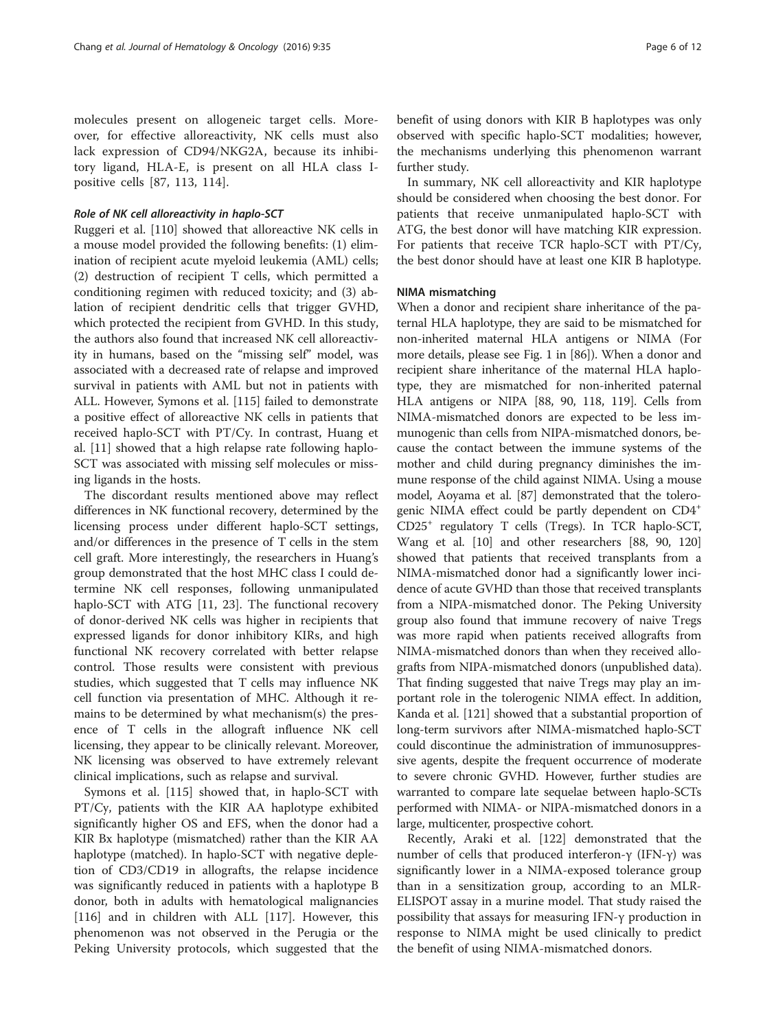molecules present on allogeneic target cells. Moreover, for effective alloreactivity, NK cells must also lack expression of CD94/NKG2A, because its inhibitory ligand, HLA-E, is present on all HLA class I-positive cells [87, 113, 114].

#### *Role of NK cell alloreactivity in haplo-SCT*

Ruggeri et al. [110] showed that alloreactive NK cells in a mouse model provided the following benefits: (1) elimination of recipient acute myeloid leukemia (AML) cells; (2) destruction of recipient T cells, which permitted a conditioning regimen with reduced toxicity; and (3) ablation of recipient dendritic cells that trigger GVHD, which protected the recipient from GVHD. In this study, the authors also found that increased NK cell alloreactivity in humans, based on the "missing self" model, was associated with a decreased rate of relapse and improved survival in patients with AML but not in patients with ALL. However, Symons et al. [115] failed to demonstrate a positive effect of alloreactive NK cells in patients that received haplo-SCT with PT/Cy. In contrast, Huang et al. [11] showed that a high relapse rate following haplo-SCT was associated with missing self molecules or missing ligands in the hosts.

The discordant results mentioned above may reflect differences in NK functional recovery, determined by the licensing process under different haplo-SCT settings, and/or differences in the presence of T cells in the stem cell graft. More interestingly, the researchers in Huang's group demonstrated that the host MHC class I could determine NK cell responses, following unmanipulated haplo-SCT with ATG [11, 23]. The functional recovery of donor-derived NK cells was higher in recipients that expressed ligands for donor inhibitory KIRs, and high functional NK recovery correlated with better relapse control. Those results were consistent with previous studies, which suggested that T cells may influence NK cell function via presentation of MHC. Although it remains to be determined by what mechanism(s) the presence of T cells in the allograft influence NK cell licensing, they appear to be clinically relevant. Moreover, NK licensing was observed to have extremely relevant clinical implications, such as relapse and survival.

Symons et al. [115] showed that, in haplo-SCT with PT/Cy, patients with the KIR AA haplotype exhibited significantly higher OS and EFS, when the donor had a KIR Bx haplotype (mismatched) rather than the KIR AA haplotype (matched). In haplo-SCT with negative depletion of CD3/CD19 in allografts, the relapse incidence was significantly reduced in patients with a haplotype B donor, both in adults with hematological malignancies [116] and in children with ALL [117]. However, this phenomenon was not observed in the Perugia or the Peking University protocols, which suggested that the benefit of using donors with KIR B haplotypes was only observed with specific haplo-SCT modalities; however, the mechanisms underlying this phenomenon warrant further study.

In summary, NK cell alloreactivity and KIR haplotype should be considered when choosing the best donor. For patients that receive unmanipulated haplo-SCT with ATG, the best donor will have matching KIR expression. For patients that receive TCR haplo-SCT with PT/Cy, the best donor should have at least one KIR B haplotype.

### NIMA mismatching

When a donor and recipient share inheritance of the paternal HLA haplotype, they are said to be mismatched for non-inherited maternal HLA antigens or NIMA (For more details, please see Fig. 1 in [86]). When a donor and recipient share inheritance of the maternal HLA haplotype, they are mismatched for non-inherited paternal HLA antigens or NIPA [88, 90, 118, 119]. Cells from NIMA-mismatched donors are expected to be less immunogenic than cells from NIPA-mismatched donors, because the contact between the immune systems of the mother and child during pregnancy diminishes the immune response of the child against NIMA. Using a mouse model, Aoyama et al. [87] demonstrated that the tolerogenic NIMA effect could be partly dependent on $CD4^+$ $CD25^+$ regulatory T cells (Tregs). In TCR haplo-SCT, Wang et al. [10] and other researchers [88, 90, 120] showed that patients that received transplants from a NIMA-mismatched donor had a significantly lower incidence of acute GVHD than those that received transplants from a NIPA-mismatched donor. The Peking University group also found that immune recovery of naive Tregs was more rapid when patients received allografts from NIMA-mismatched donors than when they received allografts from NIPA-mismatched donors (unpublished data). That finding suggested that naive Tregs may play an important role in the tolerogenic NIMA effect. In addition, Kanda et al. [121] showed that a substantial proportion of long-term survivors after NIMA-mismatched haplo-SCT could discontinue the administration of immunosuppressive agents, despite the frequent occurrence of moderate to severe chronic GVHD. However, further studies are warranted to compare late sequelae between haplo-SCTs performed with NIMA- or NIPA-mismatched donors in a large, multicenter, prospective cohort.

Recently, Araki et al. [122] demonstrated that the number of cells that produced interferon-γ (IFN-γ) was significantly lower in a NIMA-exposed tolerance group than in a sensitization group, according to an MLR-ELISPOT assay in a murine model. That study raised the possibility that assays for measuring IFN-γ production in response to NIMA might be used clinically to predict the benefit of using NIMA-mismatched donors.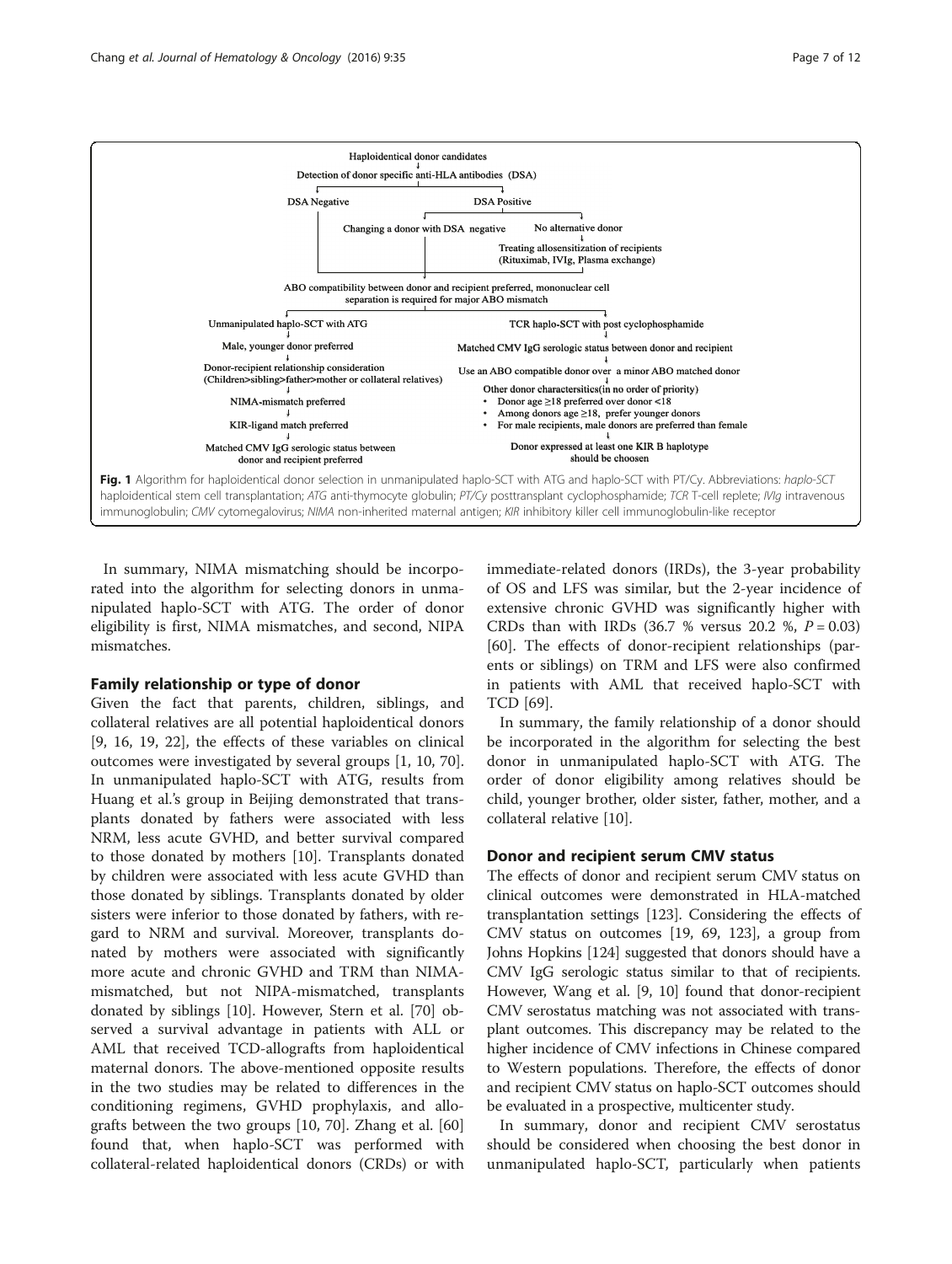Haploidentical donor candidates

Detection of donor specific anti-HLA antibodies (DSA)

- DSA Negative
- DSA Positive
  - Changing a donor with DSA negative
  - No alternative donor
    - Treating allosensitization of recipients (Rituximab, IVIg, Plasma exchange)

ABO compatibility between donor and recipient preferred, mononuclear cell separation is required for major ABO mismatch

- Unmanipulated haplo-SCT with ATG
  - Male, younger donor preferred
  - Donor-recipient relationship consideration (Children>sibling>father>mother or collateral relatives)
  - NIMA-mismatch preferred
  - KIR-ligand match preferred
  - Matched CMV IgG serologic status between donor and recipient preferred
- TCR haplo-SCT with post cyclophosphamide
  - Matched CMV IgG serologic status between donor and recipient
  - Use an ABO compatible donor over a minor ABO matched donor
  - Other donor characteristics(in no order of priority)
    - Donor age ≥18 preferred over donor <18
    - Among donors age ≥18, prefer younger donors
    - For male recipients, male donors are preferred than female
  - Donor expressed at least one KIR B haplotype should be choosen

**Fig. 1** Algorithm for haploidentical donor selection in unmanipulated haplo-SCT with ATG and haplo-SCT with PT/Cy. Abbreviations: *haplo-SCT* haploidentical stem cell transplantation; *ATG* anti-thymocyte globulin; *PT/Cy* posttransplant cyclophosphamide; *TCR* T-cell replete; *IVIg* intravenous immunoglobulin; *CMV* cytomegalovirus; *NIMA* non-inherited maternal antigen; *KIR* inhibitory killer cell immunoglobulin-like receptor

In summary, NIMA mismatching should be incorporated into the algorithm for selecting donors in unmanipulated haplo-SCT with ATG. The order of donor eligibility is first, NIMA mismatches, and second, NIPA mismatches.

### Family relationship or type of donor

Given the fact that parents, children, siblings, and collateral relatives are all potential haploidentical donors [9, 16, 19, 22], the effects of these variables on clinical outcomes were investigated by several groups [1, 10, 70]. In unmanipulated haplo-SCT with ATG, results from Huang et al.'s group in Beijing demonstrated that transplants donated by fathers were associated with less NRM, less acute GVHD, and better survival compared to those donated by mothers [10]. Transplants donated by children were associated with less acute GVHD than those donated by siblings. Transplants donated by older sisters were inferior to those donated by fathers, with regard to NRM and survival. Moreover, transplants donated by mothers were associated with significantly more acute and chronic GVHD and TRM than NIMA-mismatched, but not NIPA-mismatched, transplants donated by siblings [10]. However, Stern et al. [70] observed a survival advantage in patients with ALL or AML that received TCD-allografts from haploidentical maternal donors. The above-mentioned opposite results in the two studies may be related to differences in the conditioning regimens, GVHD prophylaxis, and allografts between the two groups [10, 70]. Zhang et al. [60] found that, when haplo-SCT was performed with collateral-related haploidentical donors (CRDs) or with immediate-related donors (IRDs), the 3-year probability of OS and LFS was similar, but the 2-year incidence of extensive chronic GVHD was significantly higher with CRDs than with IRDs (36.7 % versus 20.2 %, $P = 0.03$) [60]. The effects of donor-recipient relationships (parents or siblings) on TRM and LFS were also confirmed in patients with AML that received haplo-SCT with TCD [69].

In summary, the family relationship of a donor should be incorporated in the algorithm for selecting the best donor in unmanipulated haplo-SCT with ATG. The order of donor eligibility among relatives should be child, younger brother, older sister, father, mother, and a collateral relative [10].

### Donor and recipient serum CMV status

The effects of donor and recipient serum CMV status on clinical outcomes were demonstrated in HLA-matched transplantation settings [123]. Considering the effects of CMV status on outcomes [19, 69, 123], a group from Johns Hopkins [124] suggested that donors should have a CMV IgG serologic status similar to that of recipients. However, Wang et al. [9, 10] found that donor-recipient CMV serostatus matching was not associated with transplant outcomes. This discrepancy may be related to the higher incidence of CMV infections in Chinese compared to Western populations. Therefore, the effects of donor and recipient CMV status on haplo-SCT outcomes should be evaluated in a prospective, multicenter study.

In summary, donor and recipient CMV serostatus should be considered when choosing the best donor in unmanipulated haplo-SCT, particularly when patients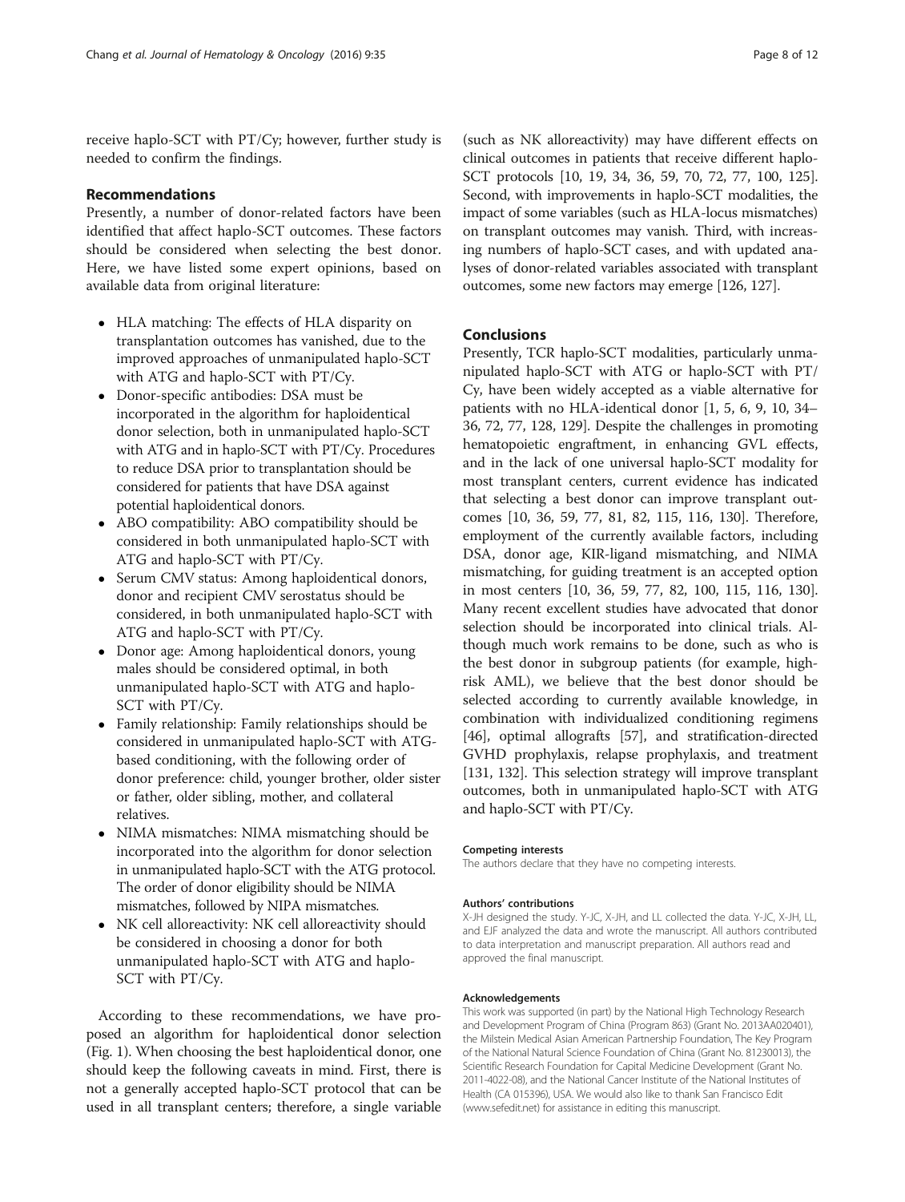receive haplo-SCT with PT/Cy; however, further study is needed to confirm the findings.

## Recommendations

Presently, a number of donor-related factors have been identified that affect haplo-SCT outcomes. These factors should be considered when selecting the best donor. Here, we have listed some expert opinions, based on available data from original literature:

- HLA matching: The effects of HLA disparity on transplantation outcomes has vanished, due to the improved approaches of unmanipulated haplo-SCT with ATG and haplo-SCT with PT/Cy.
- Donor-specific antibodies: DSA must be incorporated in the algorithm for haploidentical donor selection, both in unmanipulated haplo-SCT with ATG and in haplo-SCT with PT/Cy. Procedures to reduce DSA prior to transplantation should be considered for patients that have DSA against potential haploidentical donors.
- ABO compatibility: ABO compatibility should be considered in both unmanipulated haplo-SCT with ATG and haplo-SCT with PT/Cy.
- Serum CMV status: Among haploidentical donors, donor and recipient CMV serostatus should be considered, in both unmanipulated haplo-SCT with ATG and haplo-SCT with PT/Cy.
- Donor age: Among haploidentical donors, young males should be considered optimal, in both unmanipulated haplo-SCT with ATG and haplo-SCT with PT/Cy.
- Family relationship: Family relationships should be considered in unmanipulated haplo-SCT with ATG-based conditioning, with the following order of donor preference: child, younger brother, older sister or father, older sibling, mother, and collateral relatives.
- NIMA mismatches: NIMA mismatching should be incorporated into the algorithm for donor selection in unmanipulated haplo-SCT with the ATG protocol. The order of donor eligibility should be NIMA mismatches, followed by NIPA mismatches.
- NK cell alloreactivity: NK cell alloreactivity should be considered in choosing a donor for both unmanipulated haplo-SCT with ATG and haplo-SCT with PT/Cy.

According to these recommendations, we have proposed an algorithm for haploidentical donor selection (Fig. 1). When choosing the best haploidentical donor, one should keep the following caveats in mind. First, there is not a generally accepted haplo-SCT protocol that can be used in all transplant centers; therefore, a single variable (such as NK alloreactivity) may have different effects on clinical outcomes in patients that receive different haplo-SCT protocols [10, 19, 34, 36, 59, 70, 72, 77, 100, 125]. Second, with improvements in haplo-SCT modalities, the impact of some variables (such as HLA-locus mismatches) on transplant outcomes may vanish. Third, with increasing numbers of haplo-SCT cases, and with updated analyses of donor-related variables associated with transplant outcomes, some new factors may emerge [126, 127].

## Conclusions

Presently, TCR haplo-SCT modalities, particularly unmanipulated haplo-SCT with ATG or haplo-SCT with PT/Cy, have been widely accepted as a viable alternative for patients with no HLA-identical donor [1, 5, 6, 9, 10, 34–36, 72, 77, 128, 129]. Despite the challenges in promoting hematopoietic engraftment, in enhancing GVL effects, and in the lack of one universal haplo-SCT modality for most transplant centers, current evidence has indicated that selecting a best donor can improve transplant outcomes [10, 36, 59, 77, 81, 82, 115, 116, 130]. Therefore, employment of the currently available factors, including DSA, donor age, KIR-ligand mismatching, and NIMA mismatching, for guiding treatment is an accepted option in most centers [10, 36, 59, 77, 82, 100, 115, 116, 130]. Many recent excellent studies have advocated that donor selection should be incorporated into clinical trials. Although much work remains to be done, such as who is the best donor in subgroup patients (for example, high-risk AML), we believe that the best donor should be selected according to currently available knowledge, in combination with individualized conditioning regimens [46], optimal allografts [57], and stratification-directed GVHD prophylaxis, relapse prophylaxis, and treatment [131, 132]. This selection strategy will improve transplant outcomes, both in unmanipulated haplo-SCT with ATG and haplo-SCT with PT/Cy.

#### Competing interests

The authors declare that they have no competing interests.

#### Authors' contributions

X-JH designed the study. Y-JC, X-JH, and LL collected the data. Y-JC, X-JH, LL, and EJF analyzed the data and wrote the manuscript. All authors contributed to data interpretation and manuscript preparation. All authors read and approved the final manuscript.

#### Acknowledgements

This work was supported (in part) by the National High Technology Research and Development Program of China (Program 863) (Grant No. 2013AA020401), the Milstein Medical Asian American Partnership Foundation, The Key Program of the National Natural Science Foundation of China (Grant No. 81230013), the Scientific Research Foundation for Capital Medicine Development (Grant No. 2011-4022-08), and the National Cancer Institute of the National Institutes of Health (CA 015396), USA. We would also like to thank San Francisco Edit (www.sefedit.net) for assistance in editing this manuscript.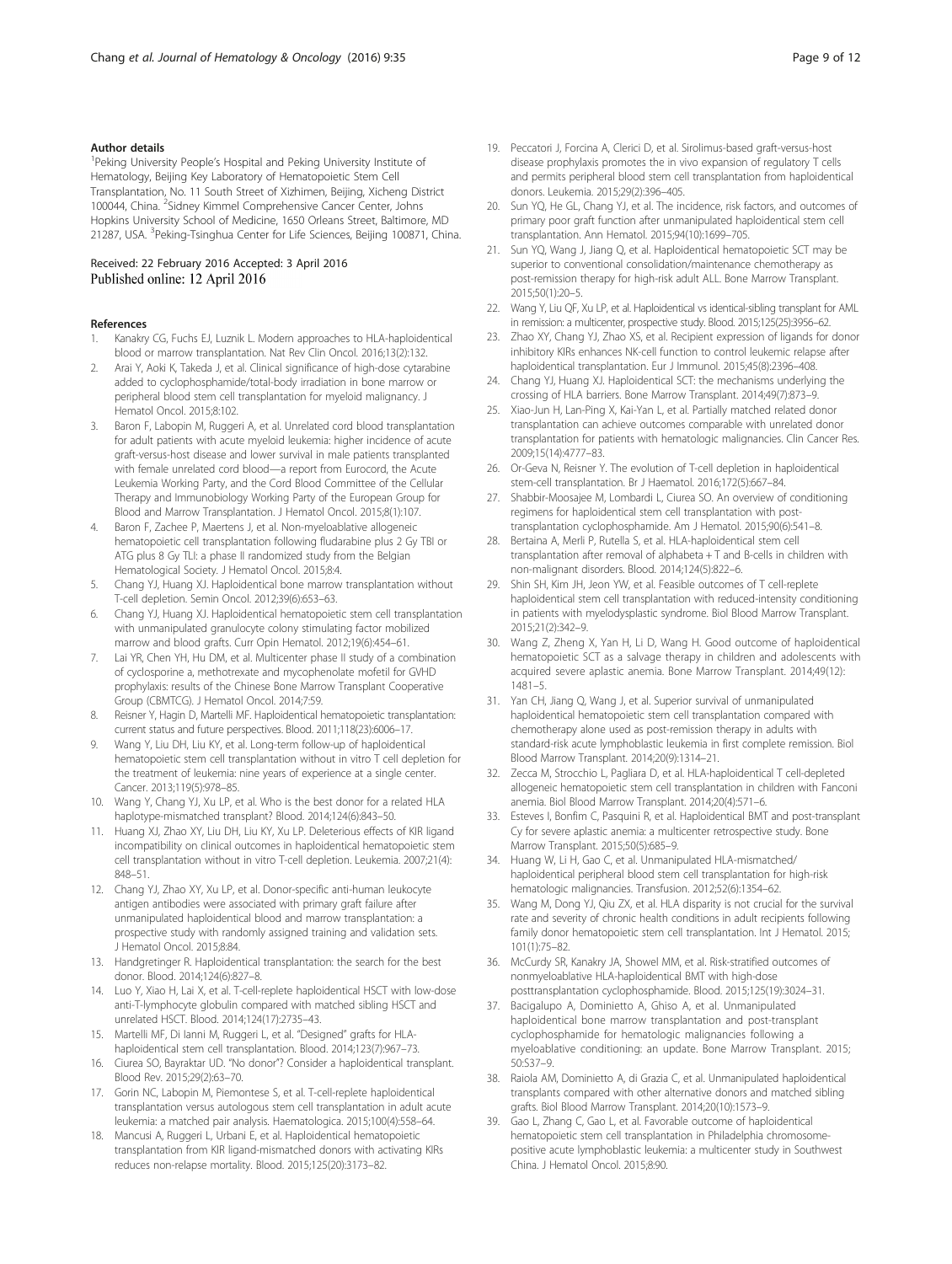#### Author details

[1]Peking University People's Hospital and Peking University Institute of Hematology, Beijing Key Laboratory of Hematopoietic Stem Cell Transplantation, No. 11 South Street of Xizhimen, Beijing, Xicheng District 100044, China. [2]Sidney Kimmel Comprehensive Cancer Center, Johns Hopkins University School of Medicine, 1650 Orleans Street, Baltimore, MD 21287, USA. [3]Peking-Tsinghua Center for Life Sciences, Beijing 100871, China.

Received: 22 February 2016 Accepted: 3 April 2016
Published online: 12 April 2016

#### References

1. Kanakry CG, Fuchs EJ, Luznik L. Modern approaches to HLA-haploidentical blood or marrow transplantation. Nat Rev Clin Oncol. 2016;13(2):132.
2. Arai Y, Aoki K, Takeda J, et al. Clinical significance of high-dose cytarabine added to cyclophosphamide/total-body irradiation in bone marrow or peripheral blood stem cell transplantation for myeloid malignancy. J Hematol Oncol. 2015;8:102.
3. Baron F, Labopin M, Ruggeri A, et al. Unrelated cord blood transplantation for adult patients with acute myeloid leukemia: higher incidence of acute graft-versus-host disease and lower survival in male patients transplanted with female unrelated cord blood—a report from Eurocord, the Acute Leukemia Working Party, and the Cord Blood Committee of the Cellular Therapy and Immunobiology Working Party of the European Group for Blood and Marrow Transplantation. J Hematol Oncol. 2015;8(1):107.
4. Baron F, Zachee P, Maertens J, et al. Non-myeloablative allogeneic hematopoietic cell transplantation following fludarabine plus 2 Gy TBI or ATG plus 8 Gy TLI: a phase II randomized study from the Belgian Hematological Society. J Hematol Oncol. 2015;8:4.
5. Chang YJ, Huang XJ. Haploidentical bone marrow transplantation without T-cell depletion. Semin Oncol. 2012;39(6):653–63.
6. Chang YJ, Huang XJ. Haploidentical hematopoietic stem cell transplantation with unmanipulated granulocyte colony stimulating factor mobilized marrow and blood grafts. Curr Opin Hematol. 2012;19(6):454–61.
7. Lai YR, Chen YH, Hu DM, et al. Multicenter phase II study of a combination of cyclosporine a, methotrexate and mycophenolate mofetil for GVHD prophylaxis: results of the Chinese Bone Marrow Transplant Cooperative Group (CBMTCG). J Hematol Oncol. 2014;7:59.
8. Reisner Y, Hagin D, Martelli MF. Haploidentical hematopoietic transplantation: current status and future perspectives. Blood. 2011;118(23):6006–17.
9. Wang Y, Liu DH, Liu KY, et al. Long-term follow-up of haploidentical hematopoietic stem cell transplantation without in vitro T cell depletion for the treatment of leukemia: nine years of experience at a single center. Cancer. 2013;119(5):978–85.
10. Wang Y, Chang YJ, Xu LP, et al. Who is the best donor for a related HLA haplotype-mismatched transplant? Blood. 2014;124(6):843–50.
11. Huang XJ, Zhao XY, Liu DH, Liu KY, Xu LP. Deleterious effects of KIR ligand incompatibility on clinical outcomes in haploidentical hematopoietic stem cell transplantation without in vitro T-cell depletion. Leukemia. 2007;21(4):848–51.
12. Chang YJ, Zhao XY, Xu LP, et al. Donor-specific anti-human leukocyte antigen antibodies were associated with primary graft failure after unmanipulated haploidentical blood and marrow transplantation: a prospective study with randomly assigned training and validation sets. J Hematol Oncol. 2015;8:84.
13. Handgretinger R. Haploidentical transplantation: the search for the best donor. Blood. 2014;124(6):827–8.
14. Luo Y, Xiao H, Lai X, et al. T-cell-replete haploidentical HSCT with low-dose anti-T-lymphocyte globulin compared with matched sibling HSCT and unrelated HSCT. Blood. 2014;124(17):2735–43.
15. Martelli MF, Di Ianni M, Ruggeri L, et al. "Designed" grafts for HLA-haploidentical stem cell transplantation. Blood. 2014;123(7):967–73.
16. Ciurea SO, Bayraktar UD. "No donor"? Consider a haploidentical transplant. Blood Rev. 2015;29(2):63–70.
17. Gorin NC, Labopin M, Piemontese S, et al. T-cell-replete haploidentical transplantation versus autologous stem cell transplantation in adult acute leukemia: a matched pair analysis. Haematologica. 2015;100(4):558–64.
18. Mancusi A, Ruggeri L, Urbani E, et al. Haploidentical hematopoietic transplantation from KIR ligand-mismatched donors with activating KIRs reduces non-relapse mortality. Blood. 2015;125(20):3173–82.
19. Peccatori J, Forcina A, Clerici D, et al. Sirolimus-based graft-versus-host disease prophylaxis promotes the in vivo expansion of regulatory T cells and permits peripheral blood stem cell transplantation from haploidentical donors. Leukemia. 2015;29(2):396–405.
20. Sun YQ, He GL, Chang YJ, et al. The incidence, risk factors, and outcomes of primary poor graft function after unmanipulated haploidentical stem cell transplantation. Ann Hematol. 2015;94(10):1699–705.
21. Sun YQ, Wang J, Jiang Q, et al. Haploidentical hematopoietic SCT may be superior to conventional consolidation/maintenance chemotherapy as post-remission therapy for high-risk adult ALL. Bone Marrow Transplant. 2015;50(1):20–5.
22. Wang Y, Liu QF, Xu LP, et al. Haploidentical vs identical-sibling transplant for AML in remission: a multicenter, prospective study. Blood. 2015;125(25):3956–62.
23. Zhao XY, Chang YJ, Zhao XS, et al. Recipient expression of ligands for donor inhibitory KIRs enhances NK-cell function to control leukemic relapse after haploidentical transplantation. Eur J Immunol. 2015;45(8):2396–408.
24. Chang YJ, Huang XJ. Haploidentical SCT: the mechanisms underlying the crossing of HLA barriers. Bone Marrow Transplant. 2014;49(7):873–9.
25. Xiao-Jun H, Lan-Ping X, Kai-Yan L, et al. Partially matched related donor transplantation can achieve outcomes comparable with unrelated donor transplantation for patients with hematologic malignancies. Clin Cancer Res. 2009;15(14):4777–83.
26. Or-Geva N, Reisner Y. The evolution of T-cell depletion in haploidentical stem-cell transplantation. Br J Haematol. 2016;172(5):667–84.
27. Shabbir-Moosajee M, Lombardi L, Ciurea SO. An overview of conditioning regimens for haploidentical stem cell transplantation with post-transplantation cyclophosphamide. Am J Hematol. 2015;90(6):541–8.
28. Bertaina A, Merli P, Rutella S, et al. HLA-haploidentical stem cell transplantation after removal of alphabeta + T and B-cells in children with non-malignant disorders. Blood. 2014;124(5):822–6.
29. Shin SH, Kim JH, Jeon YW, et al. Feasible outcomes of T cell-replete haploidentical stem cell transplantation with reduced-intensity conditioning in patients with myelodysplastic syndrome. Biol Blood Marrow Transplant. 2015;21(2):342–9.
30. Wang Z, Zheng X, Yan H, Li D, Wang H. Good outcome of haploidentical hematopoietic SCT as a salvage therapy in children and adolescents with acquired severe aplastic anemia. Bone Marrow Transplant. 2014;49(12):1481–5.
31. Yan CH, Jiang Q, Wang J, et al. Superior survival of unmanipulated haploidentical hematopoietic stem cell transplantation compared with chemotherapy alone used as post-remission therapy in adults with standard-risk acute lymphoblastic leukemia in first complete remission. Biol Blood Marrow Transplant. 2014;20(9):1314–21.
32. Zecca M, Strocchio L, Pagliara D, et al. HLA-haploidentical T cell-depleted allogeneic hematopoietic stem cell transplantation in children with Fanconi anemia. Biol Blood Marrow Transplant. 2014;20(4):571–6.
33. Esteves I, Bonfim C, Pasquini R, et al. Haploidentical BMT and post-transplant Cy for severe aplastic anemia: a multicenter retrospective study. Bone Marrow Transplant. 2015;50(5):685–9.
34. Huang W, Li H, Gao C, et al. Unmanipulated HLA-mismatched/haploidentical peripheral blood stem cell transplantation for high-risk hematologic malignancies. Transfusion. 2012;52(6):1354–62.
35. Wang M, Dong YJ, Qiu ZX, et al. HLA disparity is not crucial for the survival rate and severity of chronic health conditions in adult recipients following family donor hematopoietic stem cell transplantation. Int J Hematol. 2015;101(1):75–82.
36. McCurdy SR, Kanakry JA, Showel MM, et al. Risk-stratified outcomes of nonmyeloablative HLA-haploidentical BMT with high-dose posttransplantation cyclophosphamide. Blood. 2015;125(19):3024–31.
37. Bacigalupo A, Dominietto A, Ghiso A, et al. Unmanipulated haploidentical bone marrow transplantation and post-transplant cyclophosphamide for hematologic malignancies following a myeloablative conditioning: an update. Bone Marrow Transplant. 2015;50:S37–9.
38. Raiola AM, Dominietto A, di Grazia C, et al. Unmanipulated haploidentical transplants compared with other alternative donors and matched sibling grafts. Biol Blood Marrow Transplant. 2014;20(10):1573–9.
39. Gao L, Zhang C, Gao L, et al. Favorable outcome of haploidentical hematopoietic stem cell transplantation in Philadelphia chromosome-positive acute lymphoblastic leukemia: a multicenter study in Southwest China. J Hematol Oncol. 2015;8:90.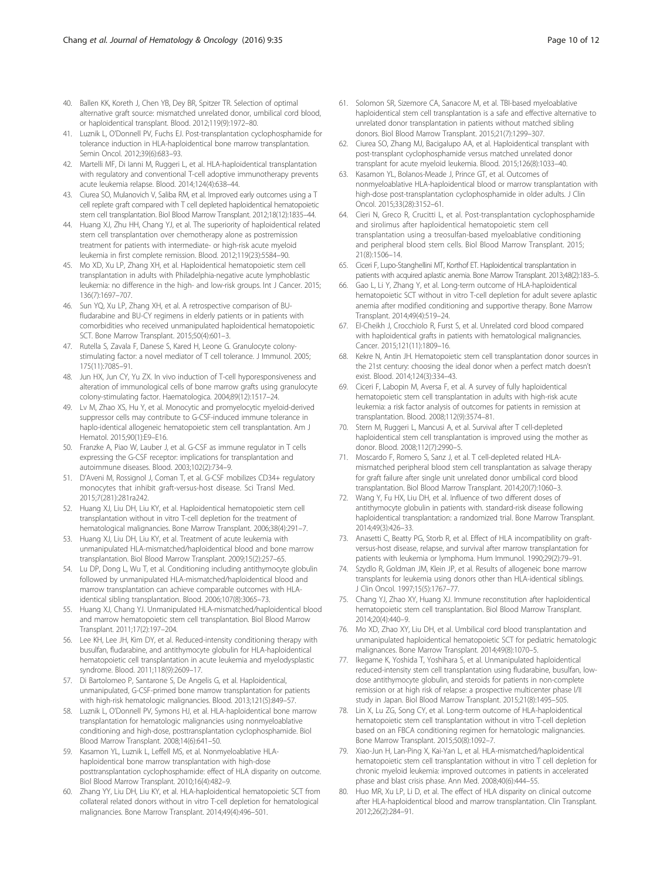40. Ballen KK, Koreth J, Chen YB, Dey BR, Spitzer TR. Selection of optimal alternative graft source: mismatched unrelated donor, umbilical cord blood, or haploidentical transplant. Blood. 2012;119(9):1972–80.
41. Luznik L, O'Donnell PV, Fuchs EJ. Post-transplantation cyclophosphamide for tolerance induction in HLA-haploidentical bone marrow transplantation. Semin Oncol. 2012;39(6):683–93.
42. Martelli MF, Di Ianni M, Ruggeri L, et al. HLA-haploidentical transplantation with regulatory and conventional T-cell adoptive immunotherapy prevents acute leukemia relapse. Blood. 2014;124(4):638–44.
43. Ciurea SO, Mulanovich V, Saliba RM, et al. Improved early outcomes using a T cell replete graft compared with T cell depleted haploidentical hematopoietic stem cell transplantation. Biol Blood Marrow Transplant. 2012;18(12):1835–44.
44. Huang XJ, Zhu HH, Chang YJ, et al. The superiority of haploidentical related stem cell transplantation over chemotherapy alone as postremission treatment for patients with intermediate- or high-risk acute myeloid leukemia in first complete remission. Blood. 2012;119(23):5584–90.
45. Mo XD, Xu LP, Zhang XH, et al. Haploidentical hematopoietic stem cell transplantation in adults with Philadelphia-negative acute lymphoblastic leukemia: no difference in the high- and low-risk groups. Int J Cancer. 2015; 136(7):1697–707.
46. Sun YQ, Xu LP, Zhang XH, et al. A retrospective comparison of BU-fludarabine and BU-CY regimens in elderly patients or in patients with comorbidities who received unmanipulated haploidentical hematopoietic SCT. Bone Marrow Transplant. 2015;50(4):601–3.
47. Rutella S, Zavala F, Danese S, Kared H, Leone G. Granulocyte colony-stimulating factor: a novel mediator of T cell tolerance. J Immunol. 2005; 175(11):7085–91.
48. Jun HX, Jun CY, Yu ZX. In vivo induction of T-cell hyporesponsiveness and alteration of immunological cells of bone marrow grafts using granulocyte colony-stimulating factor. Haematologica. 2004;89(12):1517–24.
49. Lv M, Zhao XS, Hu Y, et al. Monocytic and promyelocytic myeloid-derived suppressor cells may contribute to G-CSF-induced immune tolerance in haplo-identical allogeneic hematopoietic stem cell transplantation. Am J Hematol. 2015;90(1):E9–E16.
50. Franzke A, Piao W, Lauber J, et al. G-CSF as immune regulator in T cells expressing the G-CSF receptor: implications for transplantation and autoimmune diseases. Blood. 2003;102(2):734–9.
51. D'Aveni M, Rossignol J, Coman T, et al. G-CSF mobilizes CD34+ regulatory monocytes that inhibit graft-versus-host disease. Sci Transl Med. 2015;7(281):281ra242.
52. Huang XJ, Liu DH, Liu KY, et al. Haploidentical hematopoietic stem cell transplantation without in vitro T-cell depletion for the treatment of hematological malignancies. Bone Marrow Transplant. 2006;38(4):291–7.
53. Huang XJ, Liu DH, Liu KY, et al. Treatment of acute leukemia with unmanipulated HLA-mismatched/haploidentical blood and bone marrow transplantation. Biol Blood Marrow Transplant. 2009;15(2):257–65.
54. Lu DP, Dong L, Wu T, et al. Conditioning including antithymocyte globulin followed by unmanipulated HLA-mismatched/haploidentical blood and marrow transplantation can achieve comparable outcomes with HLA-identical sibling transplantation. Blood. 2006;107(8):3065–73.
55. Huang XJ, Chang YJ. Unmanipulated HLA-mismatched/haploidentical blood and marrow hematopoietic stem cell transplantation. Biol Blood Marrow Transplant. 2011;17(2):197–204.
56. Lee KH, Lee JH, Kim DY, et al. Reduced-intensity conditioning therapy with busulfan, fludarabine, and antithymocyte globulin for HLA-haploidentical hematopoietic cell transplantation in acute leukemia and myelodysplastic syndrome. Blood. 2011;118(9):2609–17.
57. Di Bartolomeo P, Santarone S, De Angelis G, et al. Haploidentical, unmanipulated, G-CSF-primed bone marrow transplantation for patients with high-risk hematologic malignancies. Blood. 2013;121(5):849–57.
58. Luznik L, O'Donnell PV, Symons HJ, et al. HLA-haploidentical bone marrow transplantation for hematologic malignancies using nonmyeloablative conditioning and high-dose, posttransplantation cyclophosphamide. Biol Blood Marrow Transplant. 2008;14(6):641–50.
59. Kasamon YL, Luznik L, Leffell MS, et al. Nonmyeloablative HLA-haploidentical bone marrow transplantation with high-dose posttransplantation cyclophosphamide: effect of HLA disparity on outcome. Biol Blood Marrow Transplant. 2010;16(4):482–9.
60. Zhang YY, Liu DH, Liu KY, et al. HLA-haploidentical hematopoietic SCT from collateral related donors without in vitro T-cell depletion for hematological malignancies. Bone Marrow Transplant. 2014;49(4):496–501.
61. Solomon SR, Sizemore CA, Sanacore M, et al. TBI-based myeloablative haploidentical stem cell transplantation is a safe and effective alternative to unrelated donor transplantation in patients without matched sibling donors. Biol Blood Marrow Transplant. 2015;21(7):1299–307.
62. Ciurea SO, Zhang MJ, Bacigalupo AA, et al. Haploidentical transplant with post-transplant cyclophosphamide versus matched unrelated donor transplant for acute myeloid leukemia. Blood. 2015;126(8):1033–40.
63. Kasamon YL, Bolanos-Meade J, Prince GT, et al. Outcomes of nonmyeloablative HLA-haploidentical blood or marrow transplantation with high-dose post-transplantation cyclophosphamide in older adults. J Clin Oncol. 2015;33(28):3152–61.
64. Cieri N, Greco R, Crucitti L, et al. Post-transplantation cyclophosphamide and sirolimus after haploidentical hematopoietic stem cell transplantation using a treosulfan-based myeloablative conditioning and peripheral blood stem cells. Biol Blood Marrow Transplant. 2015; 21(8):1506–14.
65. Ciceri F, Lupo-Stanghellini MT, Korthof ET. Haploidentical transplantation in patients with acquired aplastic anemia. Bone Marrow Transplant. 2013;48(2):183–5.
66. Gao L, Li Y, Zhang Y, et al. Long-term outcome of HLA-haploidentical hematopoietic SCT without in vitro T-cell depletion for adult severe aplastic anemia after modified conditioning and supportive therapy. Bone Marrow Transplant. 2014;49(4):519–24.
67. El-Cheikh J, Crocchiolo R, Furst S, et al. Unrelated cord blood compared with haploidentical grafts in patients with hematological malignancies. Cancer. 2015;121(11):1809–16.
68. Kekre N, Antin JH. Hematopoietic stem cell transplantation donor sources in the 21st century: choosing the ideal donor when a perfect match doesn't exist. Blood. 2014;124(3):334–43.
69. Ciceri F, Labopin M, Aversa F, et al. A survey of fully haploidentical hematopoietic stem cell transplantation in adults with high-risk acute leukemia: a risk factor analysis of outcomes for patients in remission at transplantation. Blood. 2008;112(9):3574–81.
70. Stern M, Ruggeri L, Mancusi A, et al. Survival after T cell-depleted haploidentical stem cell transplantation is improved using the mother as donor. Blood. 2008;112(7):2990–5.
71. Moscardo F, Romero S, Sanz J, et al. T cell-depleted related HLA-mismatched peripheral blood stem cell transplantation as salvage therapy for graft failure after single unit unrelated donor umbilical cord blood transplantation. Biol Blood Marrow Transplant. 2014;20(7):1060–3.
72. Wang Y, Fu HX, Liu DH, et al. Influence of two different doses of antithymocyte globulin in patients with. standard-risk disease following haploidentical transplantation: a randomized trial. Bone Marrow Transplant. 2014;49(3):426–33.
73. Anasetti C, Beatty PG, Storb R, et al. Effect of HLA incompatibility on graft-versus-host disease, relapse, and survival after marrow transplantation for patients with leukemia or lymphoma. Hum Immunol. 1990;29(2):79–91.
74. Szydlo R, Goldman JM, Klein JP, et al. Results of allogeneic bone marrow transplants for leukemia using donors other than HLA-identical siblings. J Clin Oncol. 1997;15(5):1767–77.
75. Chang YJ, Zhao XY, Huang XJ. Immune reconstitution after haploidentical hematopoietic stem cell transplantation. Biol Blood Marrow Transplant. 2014;20(4):440–9.
76. Mo XD, Zhao XY, Liu DH, et al. Umbilical cord blood transplantation and unmanipulated haploidentical hematopoietic SCT for pediatric hematologic malignancies. Bone Marrow Transplant. 2014;49(8):1070–5.
77. Ikegame K, Yoshida T, Yoshihara S, et al. Unmanipulated haploidentical reduced-intensity stem cell transplantation using fludarabine, busulfan, low-dose antithymocyte globulin, and steroids for patients in non-complete remission or at high risk of relapse: a prospective multicenter phase I/II study in Japan. Biol Blood Marrow Transplant. 2015;21(8):1495–505.
78. Lin X, Lu ZG, Song CY, et al. Long-term outcome of HLA-haploidentical hematopoietic stem cell transplantation without in vitro T-cell depletion based on an FBCA conditioning regimen for hematologic malignancies. Bone Marrow Transplant. 2015;50(8):1092–7.
79. Xiao-Jun H, Lan-Ping X, Kai-Yan L, et al. HLA-mismatched/haploidentical hematopoietic stem cell transplantation without in vitro T cell depletion for chronic myeloid leukemia: improved outcomes in patients in accelerated phase and blast crisis phase. Ann Med. 2008;40(6):444–55.
80. Huo MR, Xu LP, Li D, et al. The effect of HLA disparity on clinical outcome after HLA-haploidentical blood and marrow transplantation. Clin Transplant. 2012;26(2):284–91.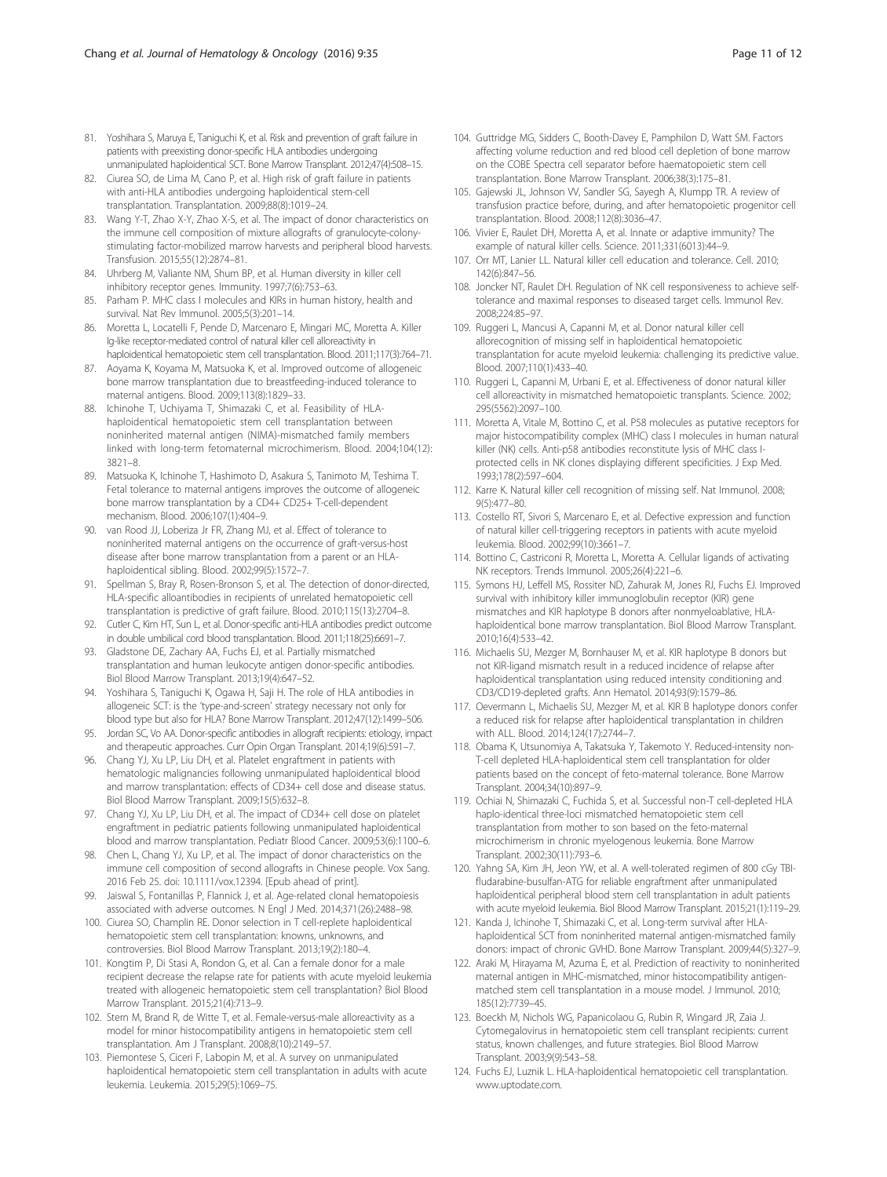81. Yoshihara S, Maruya E, Taniguchi K, et al. Risk and prevention of graft failure in patients with preexisting donor-specific HLA antibodies undergoing unmanipulated haploidentical SCT. Bone Marrow Transplant. 2012;47(4):508–15.
82. Ciurea SO, de Lima M, Cano P, et al. High risk of graft failure in patients with anti-HLA antibodies undergoing haploidentical stem-cell transplantation. Transplantation. 2009;88(8):1019–24.
83. Wang Y-T, Zhao X-Y, Zhao X-S, et al. The impact of donor characteristics on the immune cell composition of mixture allografts of granulocyte-colony-stimulating factor-mobilized marrow harvests and peripheral blood harvests. Transfusion. 2015;55(12):2874–81.
84. Uhrberg M, Valiante NM, Shum BP, et al. Human diversity in killer cell inhibitory receptor genes. Immunity. 1997;7(6):753–63.
85. Parham P. MHC class I molecules and KIRs in human history, health and survival. Nat Rev Immunol. 2005;5(3):201–14.
86. Moretta L, Locatelli F, Pende D, Marcenaro E, Mingari MC, Moretta A. Killer Ig-like receptor-mediated control of natural killer cell alloreactivity in haploidentical hematopoietic stem cell transplantation. Blood. 2011;117(3):764–71.
87. Aoyama K, Koyama M, Matsuoka K, et al. Improved outcome of allogeneic bone marrow transplantation due to breastfeeding-induced tolerance to maternal antigens. Blood. 2009;113(8):1829–33.
88. Ichinohe T, Uchiyama T, Shimazaki C, et al. Feasibility of HLA-haploidentical hematopoietic stem cell transplantation between noninherited maternal antigen (NIMA)-mismatched family members linked with long-term fetomaternal microchimerism. Blood. 2004;104(12):3821–8.
89. Matsuoka K, Ichinohe T, Hashimoto D, Asakura S, Tanimoto M, Teshima T. Fetal tolerance to maternal antigens improves the outcome of allogeneic bone marrow transplantation by a CD4+ CD25+ T-cell-dependent mechanism. Blood. 2006;107(1):404–9.
90. van Rood JJ, Loberiza Jr FR, Zhang MJ, et al. Effect of tolerance to noninherited maternal antigens on the occurrence of graft-versus-host disease after bone marrow transplantation from a parent or an HLA-haploidentical sibling. Blood. 2002;99(5):1572–7.
91. Spellman S, Bray R, Rosen-Bronson S, et al. The detection of donor-directed, HLA-specific alloantibodies in recipients of unrelated hematopoietic cell transplantation is predictive of graft failure. Blood. 2010;115(13):2704–8.
92. Cutler C, Kim HT, Sun L, et al. Donor-specific anti-HLA antibodies predict outcome in double umbilical cord blood transplantation. Blood. 2011;118(25):6691–7.
93. Gladstone DE, Zachary AA, Fuchs EJ, et al. Partially mismatched transplantation and human leukocyte antigen donor-specific antibodies. Biol Blood Marrow Transplant. 2013;19(4):647–52.
94. Yoshihara S, Taniguchi K, Ogawa H, Saji H. The role of HLA antibodies in allogeneic SCT: is the 'type-and-screen' strategy necessary not only for blood type but also for HLA? Bone Marrow Transplant. 2012;47(12):1499–506.
95. Jordan SC, Vo AA. Donor-specific antibodies in allograft recipients: etiology, impact and therapeutic approaches. Curr Opin Organ Transplant. 2014;19(6):591–7.
96. Chang YJ, Xu LP, Liu DH, et al. Platelet engraftment in patients with hematologic malignancies following unmanipulated haploidentical blood and marrow transplantation: effects of CD34+ cell dose and disease status. Biol Blood Marrow Transplant. 2009;15(5):632–8.
97. Chang YJ, Xu LP, Liu DH, et al. The impact of CD34+ cell dose on platelet engraftment in pediatric patients following unmanipulated haploidentical blood and marrow transplantation. Pediatr Blood Cancer. 2009;53(6):1100–6.
98. Chen L, Chang YJ, Xu LP, et al. The impact of donor characteristics on the immune cell composition of second allografts in Chinese people. Vox Sang. 2016 Feb 25. doi: 10.1111/vox.12394. [Epub ahead of print].
99. Jaiswal S, Fontanillas P, Flannick J, et al. Age-related clonal hematopoiesis associated with adverse outcomes. N Engl J Med. 2014;371(26):2488–98.
100. Ciurea SO, Champlin RE. Donor selection in T cell-replete haploidentical hematopoietic stem cell transplantation: knowns, unknowns, and controversies. Biol Blood Marrow Transplant. 2013;19(2):180–4.
101. Kongtim P, Di Stasi A, Rondon G, et al. Can a female donor for a male recipient decrease the relapse rate for patients with acute myeloid leukemia treated with allogeneic hematopoietic stem cell transplantation? Biol Blood Marrow Transplant. 2015;21(4):713–9.
102. Stern M, Brand R, de Witte T, et al. Female-versus-male alloreactivity as a model for minor histocompatibility antigens in hematopoietic stem cell transplantation. Am J Transplant. 2008;8(10):2149–57.
103. Piemontese S, Ciceri F, Labopin M, et al. A survey on unmanipulated haploidentical hematopoietic stem cell transplantation in adults with acute leukemia. Leukemia. 2015;29(5):1069–75.
104. Guttridge MG, Sidders C, Booth-Davey E, Pamphilon D, Watt SM. Factors affecting volume reduction and red blood cell depletion of bone marrow on the COBE Spectra cell separator before haematopoietic stem cell transplantation. Bone Marrow Transplant. 2006;38(3):175–81.
105. Gajewski JL, Johnson VV, Sandler SG, Sayegh A, Klumpp TR. A review of transfusion practice before, during, and after hematopoietic progenitor cell transplantation. Blood. 2008;112(8):3036–47.
106. Vivier E, Raulet DH, Moretta A, et al. Innate or adaptive immunity? The example of natural killer cells. Science. 2011;331(6013):44–9.
107. Orr MT, Lanier LL. Natural killer cell education and tolerance. Cell. 2010;142(6):847–56.
108. Joncker NT, Raulet DH. Regulation of NK cell responsiveness to achieve self-tolerance and maximal responses to diseased target cells. Immunol Rev. 2008;224:85–97.
109. Ruggeri L, Mancusi A, Capanni M, et al. Donor natural killer cell allorecognition of missing self in haploidentical hematopoietic transplantation for acute myeloid leukemia: challenging its predictive value. Blood. 2007;110(1):433–40.
110. Ruggeri L, Capanni M, Urbani E, et al. Effectiveness of donor natural killer cell alloreactivity in mismatched hematopoietic transplants. Science. 2002;295(5562):2097–100.
111. Moretta A, Vitale M, Bottino C, et al. P58 molecules as putative receptors for major histocompatibility complex (MHC) class I molecules in human natural killer (NK) cells. Anti-p58 antibodies reconstitute lysis of MHC class I-protected cells in NK clones displaying different specificities. J Exp Med. 1993;178(2):597–604.
112. Karre K. Natural killer cell recognition of missing self. Nat Immunol. 2008;9(5):477–80.
113. Costello RT, Sivori S, Marcenaro E, et al. Defective expression and function of natural killer cell-triggering receptors in patients with acute myeloid leukemia. Blood. 2002;99(10):3661–7.
114. Bottino C, Castriconi R, Moretta L, Moretta A. Cellular ligands of activating NK receptors. Trends Immunol. 2005;26(4):221–6.
115. Symons HJ, Leffell MS, Rossiter ND, Zahurak M, Jones RJ, Fuchs EJ. Improved survival with inhibitory killer immunoglobulin receptor (KIR) gene mismatches and KIR haplotype B donors after nonmyeloablative, HLA-haploidentical bone marrow transplantation. Biol Blood Marrow Transplant. 2010;16(4):533–42.
116. Michaelis SU, Mezger M, Bornhauser M, et al. KIR haplotype B donors but not KIR-ligand mismatch result in a reduced incidence of relapse after haploidentical transplantation using reduced intensity conditioning and CD3/CD19-depleted grafts. Ann Hematol. 2014;93(9):1579–86.
117. Oevermann L, Michaelis SU, Mezger M, et al. KIR B haplotype donors confer a reduced risk for relapse after haploidentical transplantation in children with ALL. Blood. 2014;124(17):2744–7.
118. Obama K, Utsunomiya A, Takatsuka Y, Takemoto Y. Reduced-intensity non-T-cell depleted HLA-haploidentical stem cell transplantation for older patients based on the concept of feto-maternal tolerance. Bone Marrow Transplant. 2004;34(10):897–9.
119. Ochiai N, Shimazaki C, Fuchida S, et al. Successful non-T cell-depleted HLA haplo-identical three-loci mismatched hematopoietic stem cell transplantation from mother to son based on the feto-maternal microchimerism in chronic myelogenous leukemia. Bone Marrow Transplant. 2002;30(11):793–6.
120. Yahng SA, Kim JH, Jeon YW, et al. A well-tolerated regimen of 800 cGy TBI-fludarabine-busulfan-ATG for reliable engraftment after unmanipulated haploidentical peripheral blood stem cell transplantation in adult patients with acute myeloid leukemia. Biol Blood Marrow Transplant. 2015;21(1):119–29.
121. Kanda J, Ichinohe T, Shimazaki C, et al. Long-term survival after HLA-haploidentical SCT from noninherited maternal antigen-mismatched family donors: impact of chronic GVHD. Bone Marrow Transplant. 2009;44(5):327–9.
122. Araki M, Hirayama M, Azuma E, et al. Prediction of reactivity to noninherited maternal antigen in MHC-mismatched, minor histocompatibility antigen-matched stem cell transplantation in a mouse model. J Immunol. 2010;185(12):7739–45.
123. Boeckh M, Nichols WG, Papanicolaou G, Rubin R, Wingard JR, Zaia J. Cytomegalovirus in hematopoietic stem cell transplant recipients: current status, known challenges, and future strategies. Biol Blood Marrow Transplant. 2003;9(9):543–58.
124. Fuchs EJ, Luznik L. HLA-haploidentical hematopoietic cell transplantation. www.uptodate.com.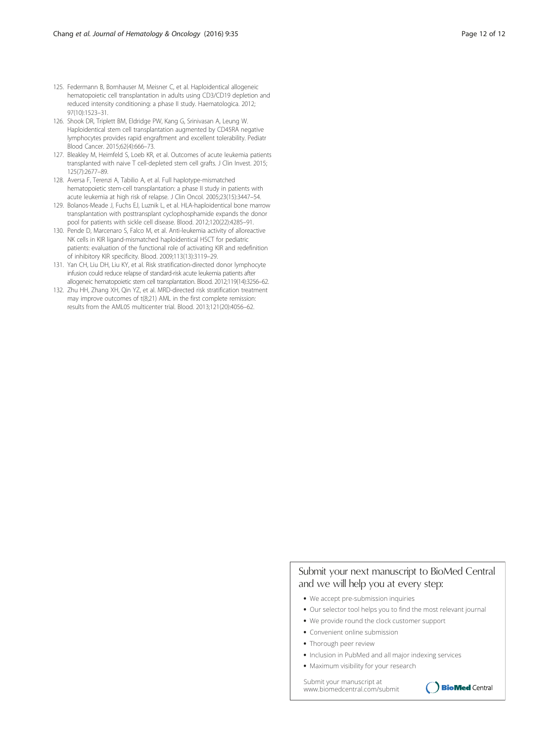125. Federmann B, Bornhauser M, Meisner C, et al. Haploidentical allogeneic hematopoietic cell transplantation in adults using CD3/CD19 depletion and reduced intensity conditioning: a phase II study. Haematologica. 2012; 97(10):1523–31.
126. Shook DR, Triplett BM, Eldridge PW, Kang G, Srinivasan A, Leung W. Haploidentical stem cell transplantation augmented by CD45RA negative lymphocytes provides rapid engraftment and excellent tolerability. Pediatr Blood Cancer. 2015;62(4):666–73.
127. Bleakley M, Heimfeld S, Loeb KR, et al. Outcomes of acute leukemia patients transplanted with naive T cell-depleted stem cell grafts. J Clin Invest. 2015; 125(7):2677–89.
128. Aversa F, Terenzi A, Tabilio A, et al. Full haplotype-mismatched hematopoietic stem-cell transplantation: a phase II study in patients with acute leukemia at high risk of relapse. J Clin Oncol. 2005;23(15):3447–54.
129. Bolanos-Meade J, Fuchs EJ, Luznik L, et al. HLA-haploidentical bone marrow transplantation with posttransplant cyclophosphamide expands the donor pool for patients with sickle cell disease. Blood. 2012;120(22):4285–91.
130. Pende D, Marcenaro S, Falco M, et al. Anti-leukemia activity of alloreactive NK cells in KIR ligand-mismatched haploidentical HSCT for pediatric patients: evaluation of the functional role of activating KIR and redefinition of inhibitory KIR specificity. Blood. 2009;113(13):3119–29.
131. Yan CH, Liu DH, Liu KY, et al. Risk stratification-directed donor lymphocyte infusion could reduce relapse of standard-risk acute leukemia patients after allogeneic hematopoietic stem cell transplantation. Blood. 2012;119(14):3256–62.
132. Zhu HH, Zhang XH, Qin YZ, et al. MRD-directed risk stratification treatment may improve outcomes of t(8;21) AML in the first complete remission: results from the AML05 multicenter trial. Blood. 2013;121(20):4056–62.

Submit your next manuscript to BioMed Central and we will help you at every step:

- We accept pre-submission inquiries
- Our selector tool helps you to find the most relevant journal
- We provide round the clock customer support
- Convenient online submission
- Thorough peer review
- Inclusion in PubMed and all major indexing services
- Maximum visibility for your research

Submit your manuscript at
www.biomedcentral.com/submit

BioMed Central